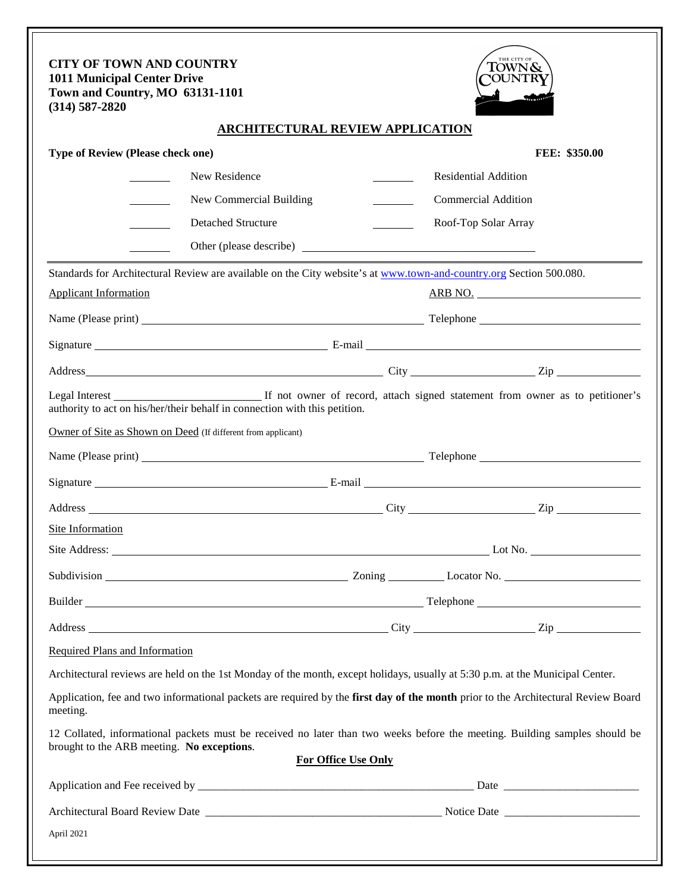**CITY OF TOWN AND COUNTRY**
**1011 Municipal Center Drive**
**Town and Country, MO 63131-1101**
**(314) 587-2820**

## ARCHITECTURAL REVIEW APPLICATION

**Type of Review (Please check one)** **FEE: $350.00**

| | | | |
|---|---|---|---|
| _______ | New Residence | _______ | Residential Addition |
| _______ | New Commercial Building | _______ | Commercial Addition |
| _______ | Detached Structure | _______ | Roof-Top Solar Array |
| _______ | Other (please describe) ______________________ | | |

Standards for Architectural Review are available on the City website's at www.town-and-country.org Section 500.080.

Applicant Information ARB NO. ______________

Name (Please print) ______________________ Telephone ______________

Signature ______________________ E-mail ______________________

Address ______________________ City ______________ Zip ______________

Legal Interest ______________ If not owner of record, attach signed statement from owner as to petitioner's authority to act on his/her/their behalf in connection with this petition.

Owner of Site as Shown on Deed (If different from applicant)

Name (Please print) ______________________ Telephone ______________

Signature ______________________ E-mail ______________________

Address ______________________ City ______________ Zip ______________

Site Information

Site Address: ______________________ Lot No. ______________

Subdivision ______________________ Zoning ________ Locator No. ______________

Builder ______________________ Telephone ______________

Address ______________________ City ______________ Zip ______________

Required Plans and Information

Architectural reviews are held on the 1st Monday of the month, except holidays, usually at 5:30 p.m. at the Municipal Center.

Application, fee and two informational packets are required by the **first day of the month** prior to the Architectural Review Board meeting.

12 Collated, informational packets must be received no later than two weeks before the meeting. Building samples should be brought to the ARB meeting. **No exceptions**.

**For Office Use Only**

Application and Fee received by ______________________ Date ______________

Architectural Board Review Date ______________________ Notice Date ______________

April 2021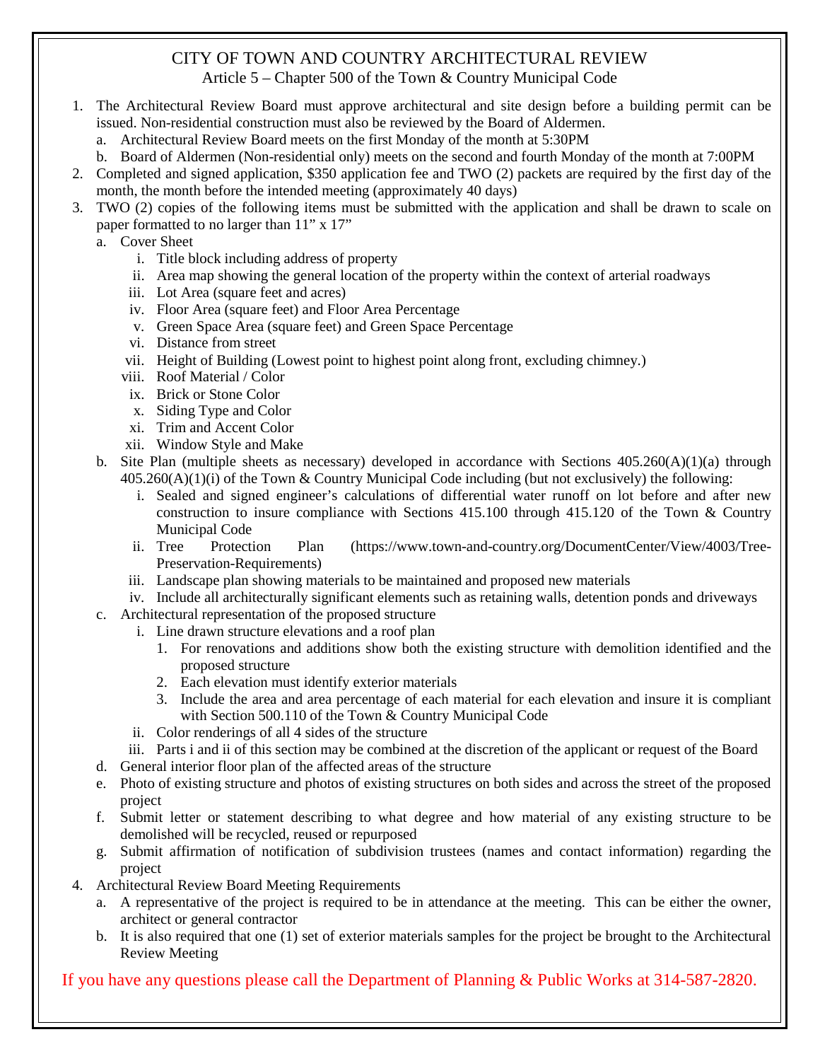# CITY OF TOWN AND COUNTRY ARCHITECTURAL REVIEW

Article 5 – Chapter 500 of the Town & Country Municipal Code

1. The Architectural Review Board must approve architectural and site design before a building permit can be issued. Non-residential construction must also be reviewed by the Board of Aldermen.
   a. Architectural Review Board meets on the first Monday of the month at 5:30PM
   b. Board of Aldermen (Non-residential only) meets on the second and fourth Monday of the month at 7:00PM
2. Completed and signed application, $350 application fee and TWO (2) packets are required by the first day of the month, the month before the intended meeting (approximately 40 days)
3. TWO (2) copies of the following items must be submitted with the application and shall be drawn to scale on paper formatted to no larger than 11" x 17"
   a. Cover Sheet
      i. Title block including address of property
      ii. Area map showing the general location of the property within the context of arterial roadways
      iii. Lot Area (square feet and acres)
      iv. Floor Area (square feet) and Floor Area Percentage
      v. Green Space Area (square feet) and Green Space Percentage
      vi. Distance from street
      vii. Height of Building (Lowest point to highest point along front, excluding chimney.)
      viii. Roof Material / Color
      ix. Brick or Stone Color
      x. Siding Type and Color
      xi. Trim and Accent Color
      xii. Window Style and Make
   b. Site Plan (multiple sheets as necessary) developed in accordance with Sections 405.260(A)(1)(a) through 405.260(A)(1)(i) of the Town & Country Municipal Code including (but not exclusively) the following:
      i. Sealed and signed engineer's calculations of differential water runoff on lot before and after new construction to insure compliance with Sections 415.100 through 415.120 of the Town & Country Municipal Code
      ii. Tree Protection Plan (https://www.town-and-country.org/DocumentCenter/View/4003/Tree-Preservation-Requirements)
      iii. Landscape plan showing materials to be maintained and proposed new materials
      iv. Include all architecturally significant elements such as retaining walls, detention ponds and driveways
   c. Architectural representation of the proposed structure
      i. Line drawn structure elevations and a roof plan
         1. For renovations and additions show both the existing structure with demolition identified and the proposed structure
         2. Each elevation must identify exterior materials
         3. Include the area and area percentage of each material for each elevation and insure it is compliant with Section 500.110 of the Town & Country Municipal Code
      ii. Color renderings of all 4 sides of the structure
      iii. Parts i and ii of this section may be combined at the discretion of the applicant or request of the Board
   d. General interior floor plan of the affected areas of the structure
   e. Photo of existing structure and photos of existing structures on both sides and across the street of the proposed project
   f. Submit letter or statement describing to what degree and how material of any existing structure to be demolished will be recycled, reused or repurposed
   g. Submit affirmation of notification of subdivision trustees (names and contact information) regarding the project
4. Architectural Review Board Meeting Requirements
   a. A representative of the project is required to be in attendance at the meeting. This can be either the owner, architect or general contractor
   b. It is also required that one (1) set of exterior materials samples for the project be brought to the Architectural Review Meeting

If you have any questions please call the Department of Planning & Public Works at 314-587-2820.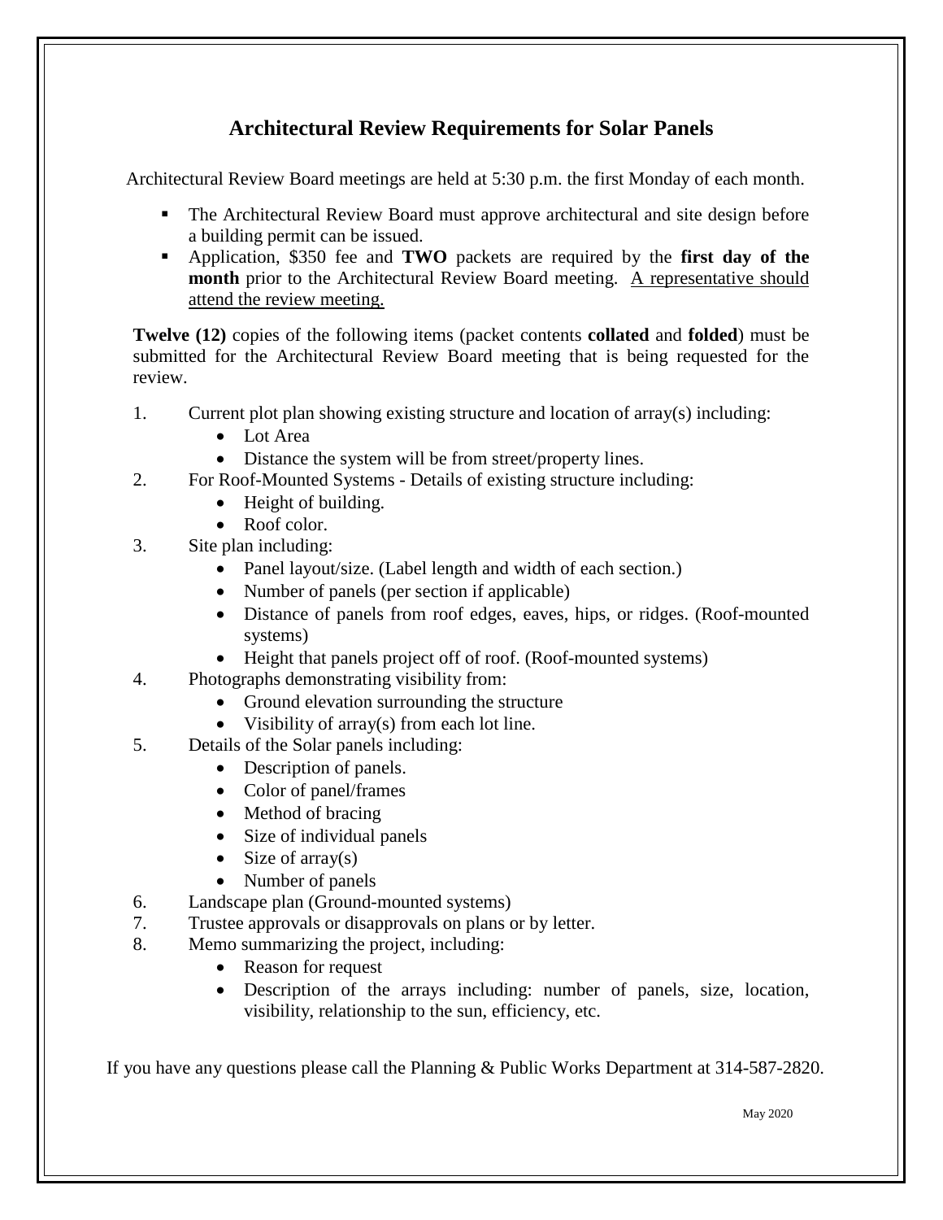## Architectural Review Requirements for Solar Panels

Architectural Review Board meetings are held at 5:30 p.m. the first Monday of each month.

- The Architectural Review Board must approve architectural and site design before a building permit can be issued.
- Application, $350 fee and **TWO** packets are required by the **first day of the month** prior to the Architectural Review Board meeting. <u>A representative should attend the review meeting.</u>

**Twelve (12)** copies of the following items (packet contents **collated** and **folded**) must be submitted for the Architectural Review Board meeting that is being requested for the review.

1. Current plot plan showing existing structure and location of array(s) including:
   - Lot Area
   - Distance the system will be from street/property lines.
2. For Roof-Mounted Systems - Details of existing structure including:
   - Height of building.
   - Roof color.
3. Site plan including:
   - Panel layout/size. (Label length and width of each section.)
   - Number of panels (per section if applicable)
   - Distance of panels from roof edges, eaves, hips, or ridges. (Roof-mounted systems)
   - Height that panels project off of roof. (Roof-mounted systems)
4. Photographs demonstrating visibility from:
   - Ground elevation surrounding the structure
   - Visibility of array(s) from each lot line.
5. Details of the Solar panels including:
   - Description of panels.
   - Color of panel/frames
   - Method of bracing
   - Size of individual panels
   - Size of array(s)
   - Number of panels
6. Landscape plan (Ground-mounted systems)
7. Trustee approvals or disapprovals on plans or by letter.
8. Memo summarizing the project, including:
   - Reason for request
   - Description of the arrays including: number of panels, size, location, visibility, relationship to the sun, efficiency, etc.

If you have any questions please call the Planning & Public Works Department at 314-587-2820.

May 2020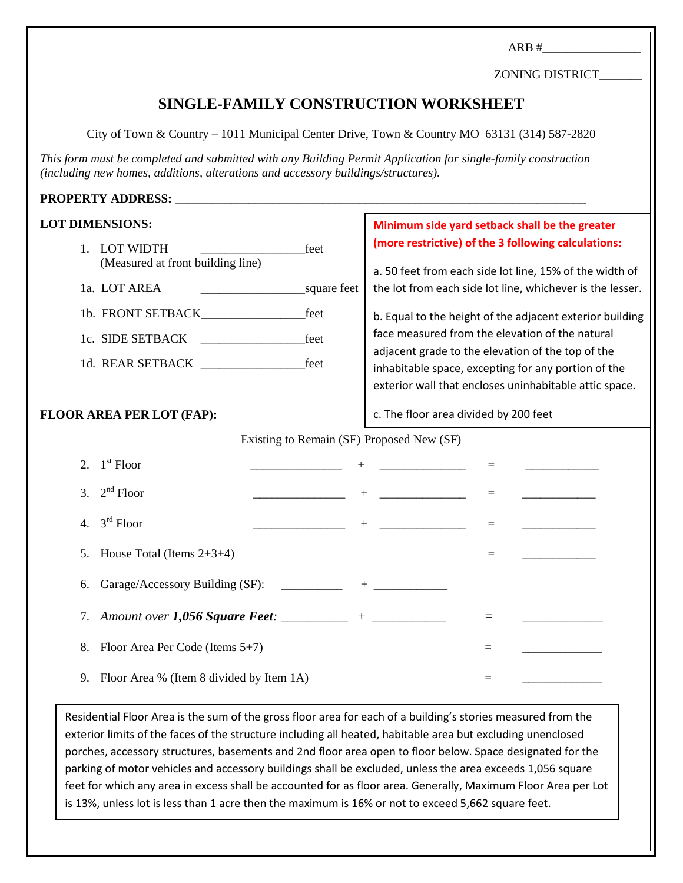ARB #________________

ZONING DISTRICT_______

# SINGLE-FAMILY CONSTRUCTION WORKSHEET

City of Town & Country – 1011 Municipal Center Drive, Town & Country MO 63131 (314) 587-2820

*This form must be completed and submitted with any Building Permit Application for single-family construction (including new homes, additions, alterations and accessory buildings/structures).*

**PROPERTY ADDRESS:** ______________________________________________________________________

**LOT DIMENSIONS:**

1. LOT WIDTH ________________feet
   (Measured at front building line)

1a. LOT AREA ________________square feet

1b. FRONT SETBACK________________feet

1c. SIDE SETBACK ________________feet

1d. REAR SETBACK ________________feet

**Minimum side yard setback shall be the greater (more restrictive) of the 3 following calculations:**

a. 50 feet from each side lot line, 15% of the width of the lot from each side lot line, whichever is the lesser.

b. Equal to the height of the adjacent exterior building face measured from the elevation of the natural adjacent grade to the elevation of the top of the inhabitable space, excepting for any portion of the exterior wall that encloses uninhabitable attic space.

c. The floor area divided by 200 feet

**FLOOR AREA PER LOT (FAP):**

| | Existing to Remain (SF) | | Proposed New (SF) | | |
|---|---|---|---|---|---|
| 2. 1st Floor | _______________ | + | ______________ | = | ____________ |
| 3. 2nd Floor | _______________ | + | ______________ | = | ____________ |
| 4. 3rd Floor | _______________ | + | ______________ | = | ____________ |
| 5. House Total (Items 2+3+4) | | | | = | ____________ |
| 6. Garage/Accessory Building (SF): | __________ | + | ____________ | | |
| 7. *Amount over **1,056 Square Feet**:* | __________ | + | ____________ | = | _____________ |
| 8. Floor Area Per Code (Items 5+7) | | | | = | _____________ |
| 9. Floor Area % (Item 8 divided by Item 1A) | | | | = | _____________ |

Residential Floor Area is the sum of the gross floor area for each of a building's stories measured from the exterior limits of the faces of the structure including all heated, habitable area but excluding unenclosed porches, accessory structures, basements and 2nd floor area open to floor below. Space designated for the parking of motor vehicles and accessory buildings shall be excluded, unless the area exceeds 1,056 square feet for which any area in excess shall be accounted for as floor area. Generally, Maximum Floor Area per Lot is 13%, unless lot is less than 1 acre then the maximum is 16% or not to exceed 5,662 square feet.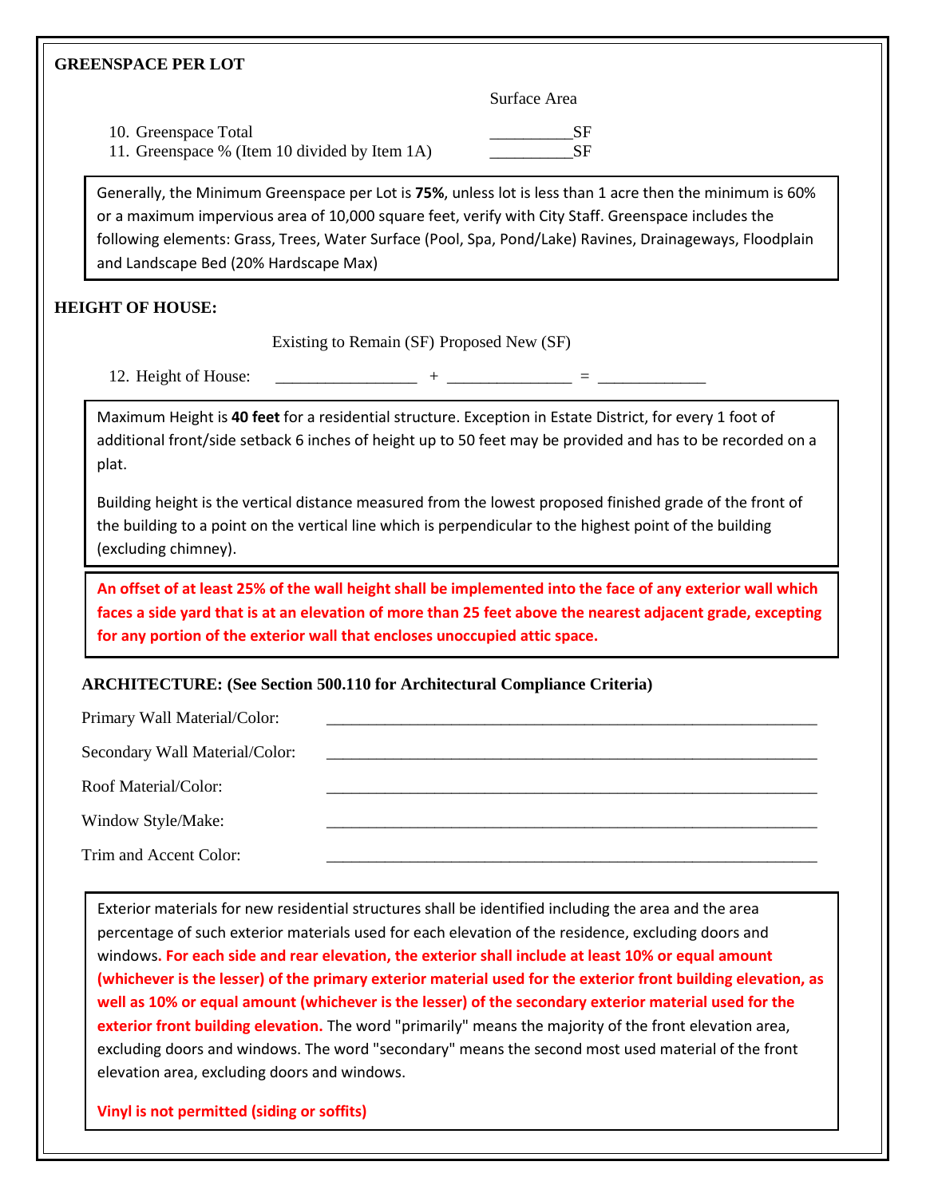## GREENSPACE PER LOT

| | Surface Area |
|---|---|
| 10. Greenspace Total | __________SF |
| 11. Greenspace % (Item 10 divided by Item 1A) | __________SF |

Generally, the Minimum Greenspace per Lot is **75%**, unless lot is less than 1 acre then the minimum is 60% or a maximum impervious area of 10,000 square feet, verify with City Staff. Greenspace includes the following elements: Grass, Trees, Water Surface (Pool, Spa, Pond/Lake) Ravines, Drainageways, Floodplain and Landscape Bed (20% Hardscape Max)

## HEIGHT OF HOUSE:

| | Existing to Remain (SF) | | Proposed New (SF) | | |
|---|---|---|---|---|---|
| 12. Height of House: | _________________ | + | _______________ | = | _____________ |

Maximum Height is **40 feet** for a residential structure. Exception in Estate District, for every 1 foot of additional front/side setback 6 inches of height up to 50 feet may be provided and has to be recorded on a plat.

Building height is the vertical distance measured from the lowest proposed finished grade of the front of the building to a point on the vertical line which is perpendicular to the highest point of the building (excluding chimney).

**An offset of at least 25% of the wall height shall be implemented into the face of any exterior wall which faces a side yard that is at an elevation of more than 25 feet above the nearest adjacent grade, excepting for any portion of the exterior wall that encloses unoccupied attic space.**

## ARCHITECTURE: (See Section 500.110 for Architectural Compliance Criteria)

Primary Wall Material/Color: _______________________________________________________________

Secondary Wall Material/Color: _______________________________________________________________

Roof Material/Color: _______________________________________________________________

Window Style/Make: _______________________________________________________________

Trim and Accent Color: _______________________________________________________________

Exterior materials for new residential structures shall be identified including the area and the area percentage of such exterior materials used for each elevation of the residence, excluding doors and windows. **For each side and rear elevation, the exterior shall include at least 10% or equal amount (whichever is the lesser) of the primary exterior material used for the exterior front building elevation, as well as 10% or equal amount (whichever is the lesser) of the secondary exterior material used for the exterior front building elevation.** The word "primarily" means the majority of the front elevation area, excluding doors and windows. The word "secondary" means the second most used material of the front elevation area, excluding doors and windows.

**Vinyl is not permitted (siding or soffits)**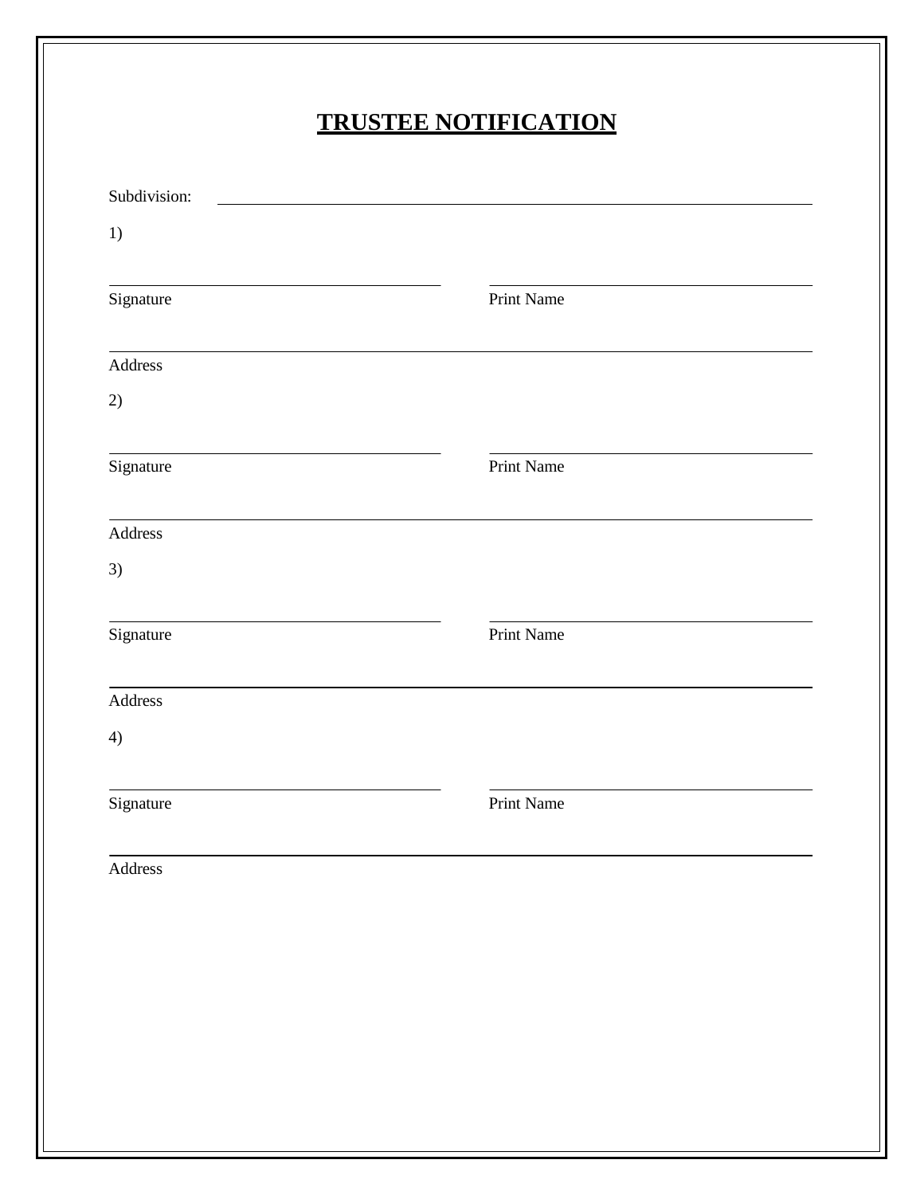# TRUSTEE NOTIFICATION

Subdivision: ______________________________________________

1)

_________________________ &nbsp;&nbsp;&nbsp;&nbsp; _________________________

Signature &nbsp;&nbsp;&nbsp;&nbsp; Print Name

______________________________________________

Address

2)

_________________________ &nbsp;&nbsp;&nbsp;&nbsp; _________________________

Signature &nbsp;&nbsp;&nbsp;&nbsp; Print Name

______________________________________________

Address

3)

_________________________ &nbsp;&nbsp;&nbsp;&nbsp; _________________________

Signature &nbsp;&nbsp;&nbsp;&nbsp; Print Name

______________________________________________

Address

4)

_________________________ &nbsp;&nbsp;&nbsp;&nbsp; _________________________

Signature &nbsp;&nbsp;&nbsp;&nbsp; Print Name

______________________________________________

Address